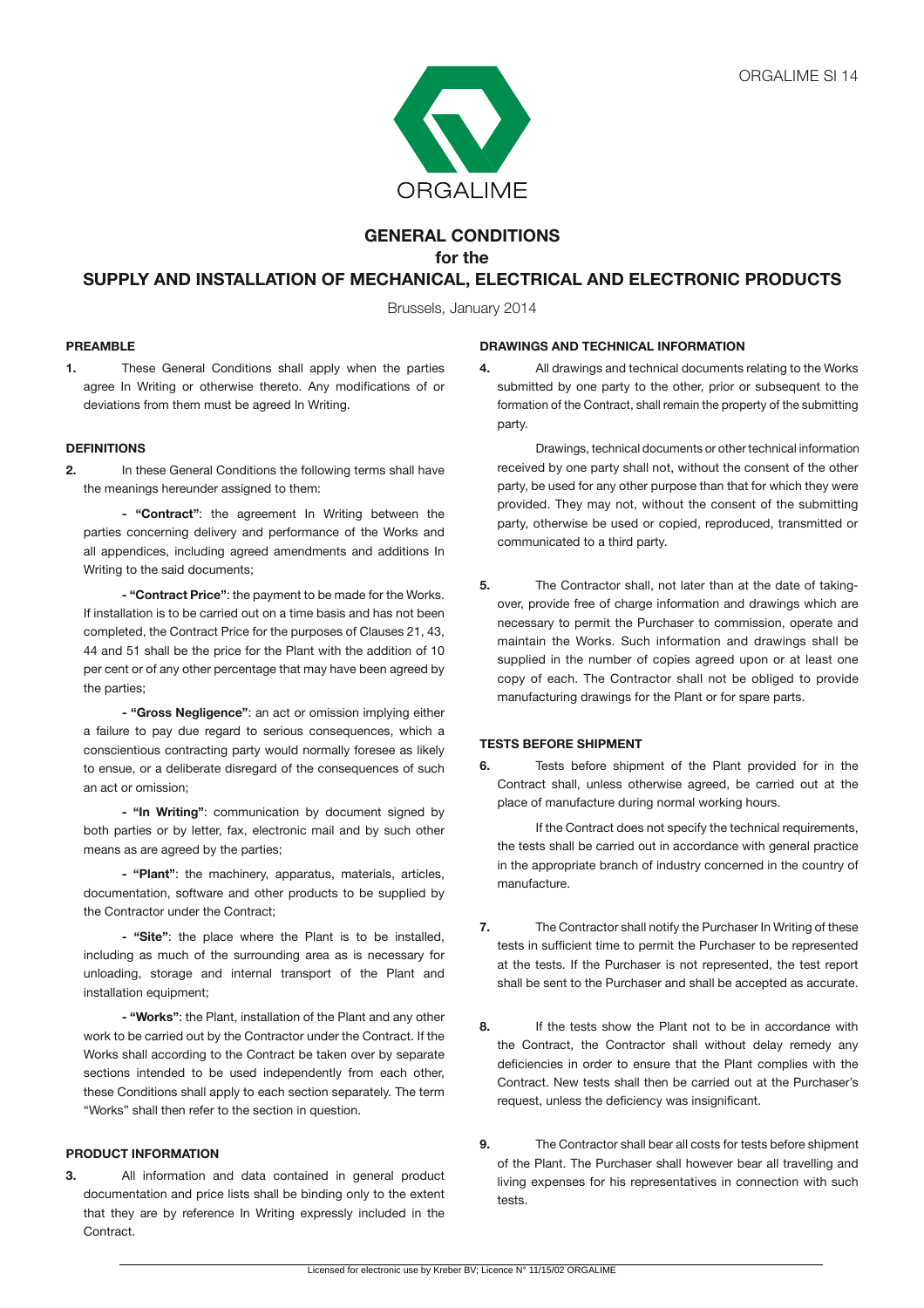ORGALIME SI 14

ORGALIME

# GENERAL CONDITIONS for the SUPPLY AND INSTALLATION OF MECHANICAL, ELECTRICAL AND ELECTRONIC PRODUCTS

Brussels, January 2014

## PREAMBLE

**1.** These General Conditions shall apply when the parties agree In Writing or otherwise thereto. Any modifications of or deviations from them must be agreed In Writing.

## DEFINITIONS

**2.** In these General Conditions the following terms shall have the meanings hereunder assigned to them:

- **"Contract"**: the agreement In Writing between the parties concerning delivery and performance of the Works and all appendices, including agreed amendments and additions In Writing to the said documents;

- **"Contract Price"**: the payment to be made for the Works. If installation is to be carried out on a time basis and has not been completed, the Contract Price for the purposes of Clauses 21, 43, 44 and 51 shall be the price for the Plant with the addition of 10 per cent or of any other percentage that may have been agreed by the parties;

- **"Gross Negligence"**: an act or omission implying either a failure to pay due regard to serious consequences, which a conscientious contracting party would normally foresee as likely to ensue, or a deliberate disregard of the consequences of such an act or omission;

- **"In Writing"**: communication by document signed by both parties or by letter, fax, electronic mail and by such other means as are agreed by the parties;

- **"Plant"**: the machinery, apparatus, materials, articles, documentation, software and other products to be supplied by the Contractor under the Contract;

- **"Site"**: the place where the Plant is to be installed, including as much of the surrounding area as is necessary for unloading, storage and internal transport of the Plant and installation equipment;

- **"Works"**: the Plant, installation of the Plant and any other work to be carried out by the Contractor under the Contract. If the Works shall according to the Contract be taken over by separate sections intended to be used independently from each other, these Conditions shall apply to each section separately. The term "Works" shall then refer to the section in question.

## PRODUCT INFORMATION

**3.** All information and data contained in general product documentation and price lists shall be binding only to the extent that they are by reference In Writing expressly included in the Contract.

## DRAWINGS AND TECHNICAL INFORMATION

**4.** All drawings and technical documents relating to the Works submitted by one party to the other, prior or subsequent to the formation of the Contract, shall remain the property of the submitting party.

Drawings, technical documents or other technical information received by one party shall not, without the consent of the other party, be used for any other purpose than that for which they were provided. They may not, without the consent of the submitting party, otherwise be used or copied, reproduced, transmitted or communicated to a third party.

**5.** The Contractor shall, not later than at the date of taking-over, provide free of charge information and drawings which are necessary to permit the Purchaser to commission, operate and maintain the Works. Such information and drawings shall be supplied in the number of copies agreed upon or at least one copy of each. The Contractor shall not be obliged to provide manufacturing drawings for the Plant or for spare parts.

## TESTS BEFORE SHIPMENT

**6.** Tests before shipment of the Plant provided for in the Contract shall, unless otherwise agreed, be carried out at the place of manufacture during normal working hours.

If the Contract does not specify the technical requirements, the tests shall be carried out in accordance with general practice in the appropriate branch of industry concerned in the country of manufacture.

**7.** The Contractor shall notify the Purchaser In Writing of these tests in sufficient time to permit the Purchaser to be represented at the tests. If the Purchaser is not represented, the test report shall be sent to the Purchaser and shall be accepted as accurate.

**8.** If the tests show the Plant not to be in accordance with the Contract, the Contractor shall without delay remedy any deficiencies in order to ensure that the Plant complies with the Contract. New tests shall then be carried out at the Purchaser's request, unless the deficiency was insignificant.

**9.** The Contractor shall bear all costs for tests before shipment of the Plant. The Purchaser shall however bear all travelling and living expenses for his representatives in connection with such tests.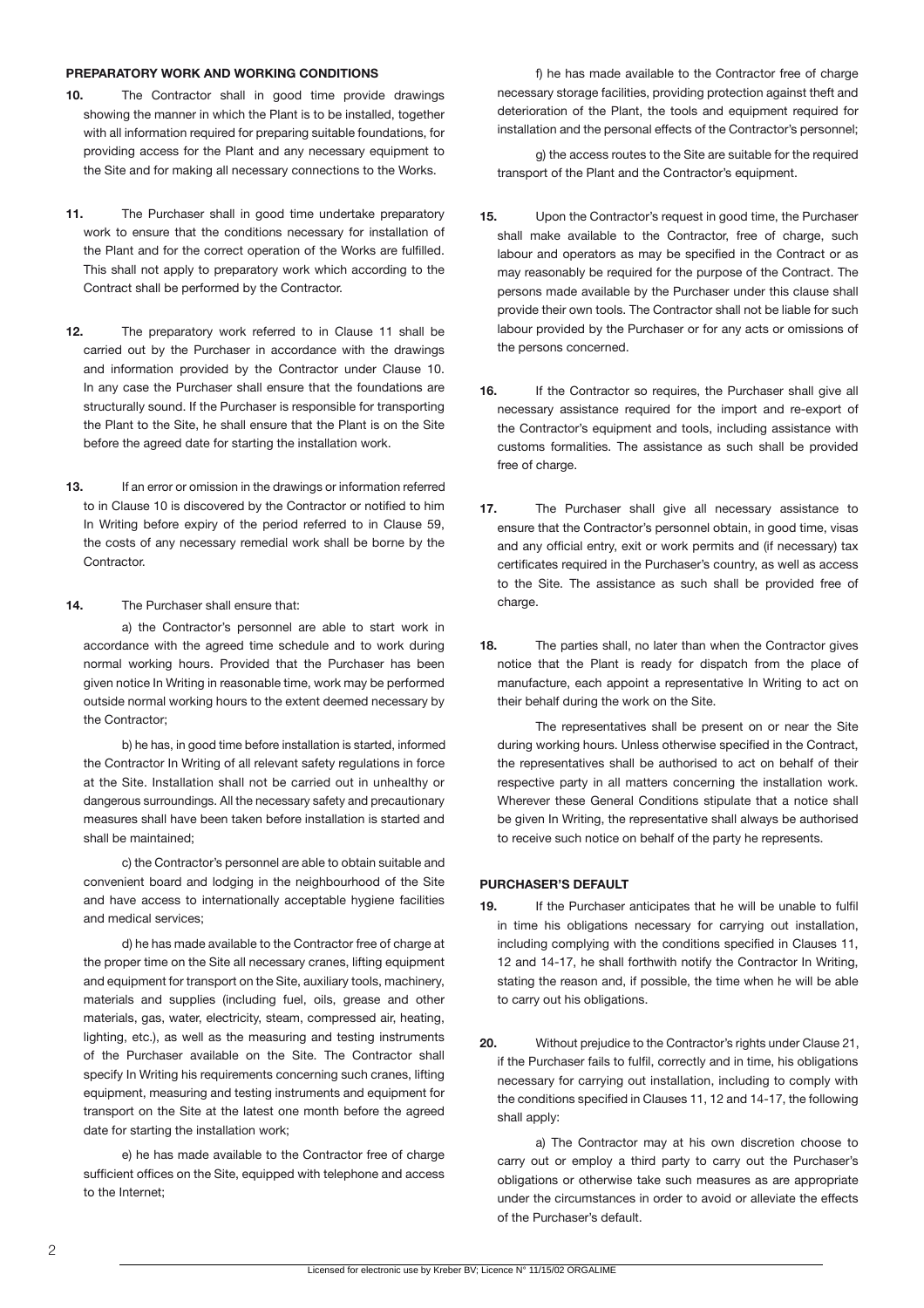## PREPARATORY WORK AND WORKING CONDITIONS

**10.** The Contractor shall in good time provide drawings showing the manner in which the Plant is to be installed, together with all information required for preparing suitable foundations, for providing access for the Plant and any necessary equipment to the Site and for making all necessary connections to the Works.

**11.** The Purchaser shall in good time undertake preparatory work to ensure that the conditions necessary for installation of the Plant and for the correct operation of the Works are fulfilled. This shall not apply to preparatory work which according to the Contract shall be performed by the Contractor.

**12.** The preparatory work referred to in Clause 11 shall be carried out by the Purchaser in accordance with the drawings and information provided by the Contractor under Clause 10. In any case the Purchaser shall ensure that the foundations are structurally sound. If the Purchaser is responsible for transporting the Plant to the Site, he shall ensure that the Plant is on the Site before the agreed date for starting the installation work.

**13.** If an error or omission in the drawings or information referred to in Clause 10 is discovered by the Contractor or notified to him In Writing before expiry of the period referred to in Clause 59, the costs of any necessary remedial work shall be borne by the Contractor.

**14.** The Purchaser shall ensure that:

a) the Contractor's personnel are able to start work in accordance with the agreed time schedule and to work during normal working hours. Provided that the Purchaser has been given notice In Writing in reasonable time, work may be performed outside normal working hours to the extent deemed necessary by the Contractor;

b) he has, in good time before installation is started, informed the Contractor In Writing of all relevant safety regulations in force at the Site. Installation shall not be carried out in unhealthy or dangerous surroundings. All the necessary safety and precautionary measures shall have been taken before installation is started and shall be maintained;

c) the Contractor's personnel are able to obtain suitable and convenient board and lodging in the neighbourhood of the Site and have access to internationally acceptable hygiene facilities and medical services;

d) he has made available to the Contractor free of charge at the proper time on the Site all necessary cranes, lifting equipment and equipment for transport on the Site, auxiliary tools, machinery, materials and supplies (including fuel, oils, grease and other materials, gas, water, electricity, steam, compressed air, heating, lighting, etc.), as well as the measuring and testing instruments of the Purchaser available on the Site. The Contractor shall specify In Writing his requirements concerning such cranes, lifting equipment, measuring and testing instruments and equipment for transport on the Site at the latest one month before the agreed date for starting the installation work;

e) he has made available to the Contractor free of charge sufficient offices on the Site, equipped with telephone and access to the Internet;

f) he has made available to the Contractor free of charge necessary storage facilities, providing protection against theft and deterioration of the Plant, the tools and equipment required for installation and the personal effects of the Contractor's personnel;

g) the access routes to the Site are suitable for the required transport of the Plant and the Contractor's equipment.

**15.** Upon the Contractor's request in good time, the Purchaser shall make available to the Contractor, free of charge, such labour and operators as may be specified in the Contract or as may reasonably be required for the purpose of the Contract. The persons made available by the Purchaser under this clause shall provide their own tools. The Contractor shall not be liable for such labour provided by the Purchaser or for any acts or omissions of the persons concerned.

**16.** If the Contractor so requires, the Purchaser shall give all necessary assistance required for the import and re-export of the Contractor's equipment and tools, including assistance with customs formalities. The assistance as such shall be provided free of charge.

**17.** The Purchaser shall give all necessary assistance to ensure that the Contractor's personnel obtain, in good time, visas and any official entry, exit or work permits and (if necessary) tax certificates required in the Purchaser's country, as well as access to the Site. The assistance as such shall be provided free of charge.

**18.** The parties shall, no later than when the Contractor gives notice that the Plant is ready for dispatch from the place of manufacture, each appoint a representative In Writing to act on their behalf during the work on the Site.

The representatives shall be present on or near the Site during working hours. Unless otherwise specified in the Contract, the representatives shall be authorised to act on behalf of their respective party in all matters concerning the installation work. Wherever these General Conditions stipulate that a notice shall be given In Writing, the representative shall always be authorised to receive such notice on behalf of the party he represents.

## PURCHASER'S DEFAULT

**19.** If the Purchaser anticipates that he will be unable to fulfil in time his obligations necessary for carrying out installation, including complying with the conditions specified in Clauses 11, 12 and 14-17, he shall forthwith notify the Contractor In Writing, stating the reason and, if possible, the time when he will be able to carry out his obligations.

**20.** Without prejudice to the Contractor's rights under Clause 21, if the Purchaser fails to fulfil, correctly and in time, his obligations necessary for carrying out installation, including to comply with the conditions specified in Clauses 11, 12 and 14-17, the following shall apply:

a) The Contractor may at his own discretion choose to carry out or employ a third party to carry out the Purchaser's obligations or otherwise take such measures as are appropriate under the circumstances in order to avoid or alleviate the effects of the Purchaser's default.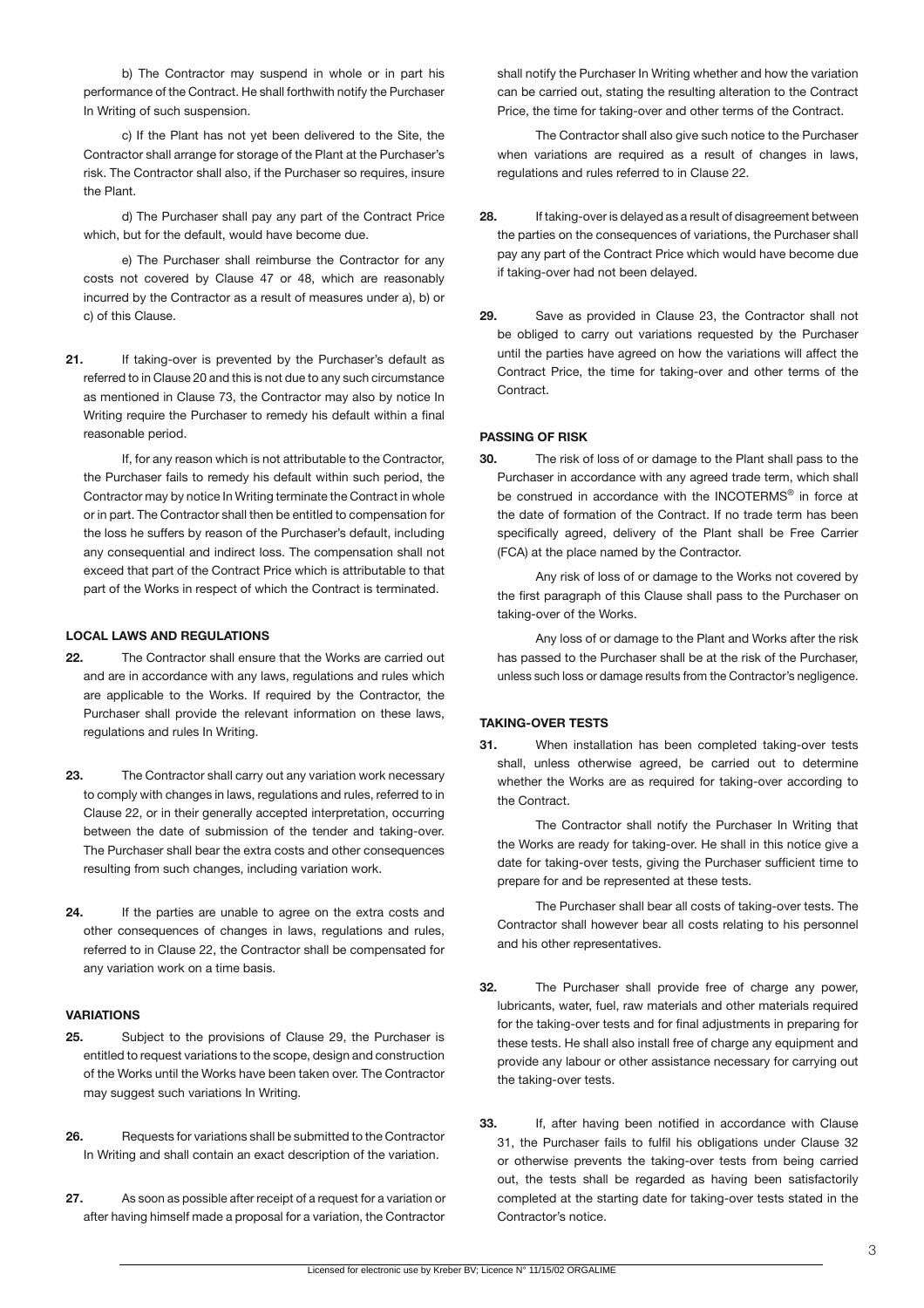b) The Contractor may suspend in whole or in part his performance of the Contract. He shall forthwith notify the Purchaser In Writing of such suspension.

c) If the Plant has not yet been delivered to the Site, the Contractor shall arrange for storage of the Plant at the Purchaser's risk. The Contractor shall also, if the Purchaser so requires, insure the Plant.

d) The Purchaser shall pay any part of the Contract Price which, but for the default, would have become due.

e) The Purchaser shall reimburse the Contractor for any costs not covered by Clause 47 or 48, which are reasonably incurred by the Contractor as a result of measures under a), b) or c) of this Clause.

**21.** If taking-over is prevented by the Purchaser's default as referred to in Clause 20 and this is not due to any such circumstance as mentioned in Clause 73, the Contractor may also by notice In Writing require the Purchaser to remedy his default within a final reasonable period.

If, for any reason which is not attributable to the Contractor, the Purchaser fails to remedy his default within such period, the Contractor may by notice In Writing terminate the Contract in whole or in part. The Contractor shall then be entitled to compensation for the loss he suffers by reason of the Purchaser's default, including any consequential and indirect loss. The compensation shall not exceed that part of the Contract Price which is attributable to that part of the Works in respect of which the Contract is terminated.

**LOCAL LAWS AND REGULATIONS**

**22.** The Contractor shall ensure that the Works are carried out and are in accordance with any laws, regulations and rules which are applicable to the Works. If required by the Contractor, the Purchaser shall provide the relevant information on these laws, regulations and rules In Writing.

**23.** The Contractor shall carry out any variation work necessary to comply with changes in laws, regulations and rules, referred to in Clause 22, or in their generally accepted interpretation, occurring between the date of submission of the tender and taking-over. The Purchaser shall bear the extra costs and other consequences resulting from such changes, including variation work.

**24.** If the parties are unable to agree on the extra costs and other consequences of changes in laws, regulations and rules, referred to in Clause 22, the Contractor shall be compensated for any variation work on a time basis.

**VARIATIONS**

**25.** Subject to the provisions of Clause 29, the Purchaser is entitled to request variations to the scope, design and construction of the Works until the Works have been taken over. The Contractor may suggest such variations In Writing.

**26.** Requests for variations shall be submitted to the Contractor In Writing and shall contain an exact description of the variation.

**27.** As soon as possible after receipt of a request for a variation or after having himself made a proposal for a variation, the Contractor shall notify the Purchaser In Writing whether and how the variation can be carried out, stating the resulting alteration to the Contract Price, the time for taking-over and other terms of the Contract.

The Contractor shall also give such notice to the Purchaser when variations are required as a result of changes in laws, regulations and rules referred to in Clause 22.

**28.** If taking-over is delayed as a result of disagreement between the parties on the consequences of variations, the Purchaser shall pay any part of the Contract Price which would have become due if taking-over had not been delayed.

**29.** Save as provided in Clause 23, the Contractor shall not be obliged to carry out variations requested by the Purchaser until the parties have agreed on how the variations will affect the Contract Price, the time for taking-over and other terms of the Contract.

**PASSING OF RISK**

**30.** The risk of loss of or damage to the Plant shall pass to the Purchaser in accordance with any agreed trade term, which shall be construed in accordance with the INCOTERMS® in force at the date of formation of the Contract. If no trade term has been specifically agreed, delivery of the Plant shall be Free Carrier (FCA) at the place named by the Contractor.

Any risk of loss of or damage to the Works not covered by the first paragraph of this Clause shall pass to the Purchaser on taking-over of the Works.

Any loss of or damage to the Plant and Works after the risk has passed to the Purchaser shall be at the risk of the Purchaser, unless such loss or damage results from the Contractor's negligence.

**TAKING-OVER TESTS**

**31.** When installation has been completed taking-over tests shall, unless otherwise agreed, be carried out to determine whether the Works are as required for taking-over according to the Contract.

The Contractor shall notify the Purchaser In Writing that the Works are ready for taking-over. He shall in this notice give a date for taking-over tests, giving the Purchaser sufficient time to prepare for and be represented at these tests.

The Purchaser shall bear all costs of taking-over tests. The Contractor shall however bear all costs relating to his personnel and his other representatives.

**32.** The Purchaser shall provide free of charge any power, lubricants, water, fuel, raw materials and other materials required for the taking-over tests and for final adjustments in preparing for these tests. He shall also install free of charge any equipment and provide any labour or other assistance necessary for carrying out the taking-over tests.

**33.** If, after having been notified in accordance with Clause 31, the Purchaser fails to fulfil his obligations under Clause 32 or otherwise prevents the taking-over tests from being carried out, the tests shall be regarded as having been satisfactorily completed at the starting date for taking-over tests stated in the Contractor's notice.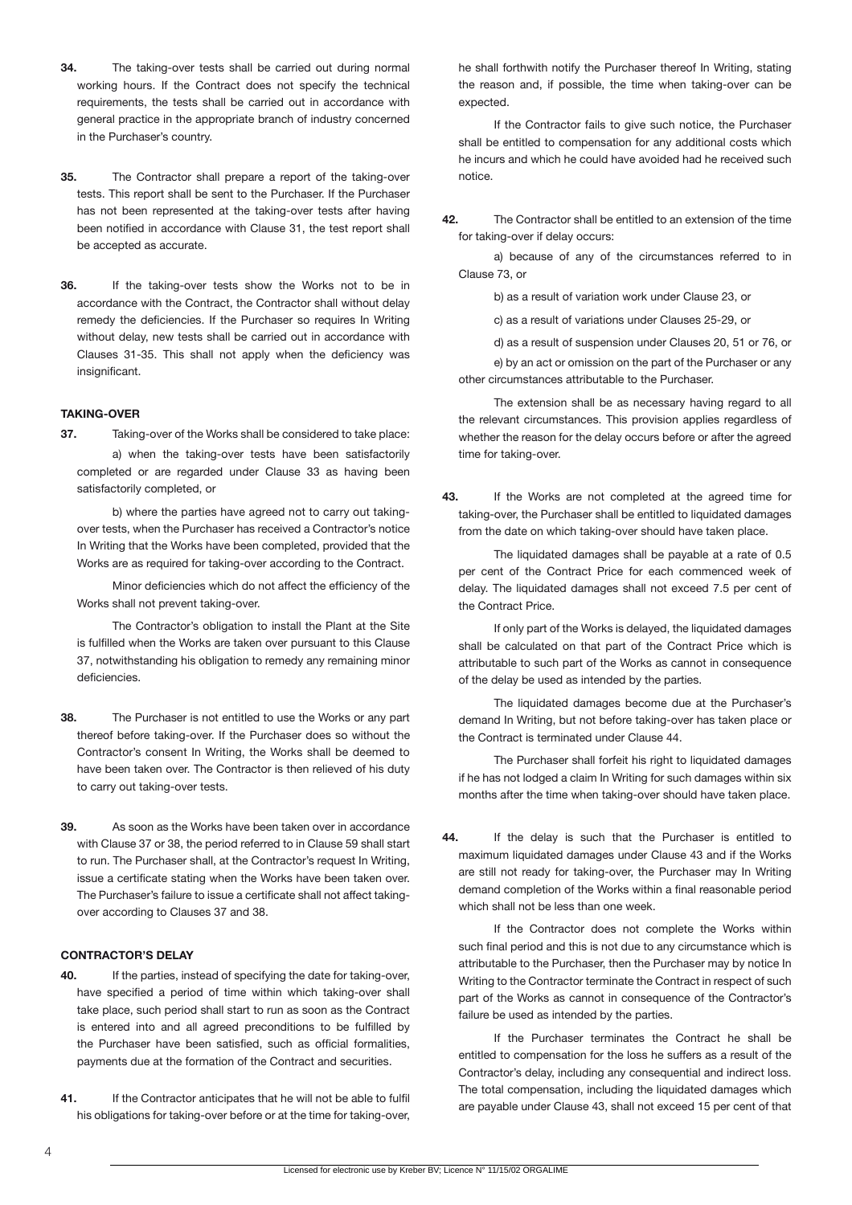**34.** The taking-over tests shall be carried out during normal working hours. If the Contract does not specify the technical requirements, the tests shall be carried out in accordance with general practice in the appropriate branch of industry concerned in the Purchaser's country.

**35.** The Contractor shall prepare a report of the taking-over tests. This report shall be sent to the Purchaser. If the Purchaser has not been represented at the taking-over tests after having been notified in accordance with Clause 31, the test report shall be accepted as accurate.

**36.** If the taking-over tests show the Works not to be in accordance with the Contract, the Contractor shall without delay remedy the deficiencies. If the Purchaser so requires In Writing without delay, new tests shall be carried out in accordance with Clauses 31-35. This shall not apply when the deficiency was insignificant.

**TAKING-OVER**

**37.** Taking-over of the Works shall be considered to take place:

a) when the taking-over tests have been satisfactorily completed or are regarded under Clause 33 as having been satisfactorily completed, or

b) where the parties have agreed not to carry out taking-over tests, when the Purchaser has received a Contractor's notice In Writing that the Works have been completed, provided that the Works are as required for taking-over according to the Contract.

Minor deficiencies which do not affect the efficiency of the Works shall not prevent taking-over.

The Contractor's obligation to install the Plant at the Site is fulfilled when the Works are taken over pursuant to this Clause 37, notwithstanding his obligation to remedy any remaining minor deficiencies.

**38.** The Purchaser is not entitled to use the Works or any part thereof before taking-over. If the Purchaser does so without the Contractor's consent In Writing, the Works shall be deemed to have been taken over. The Contractor is then relieved of his duty to carry out taking-over tests.

**39.** As soon as the Works have been taken over in accordance with Clause 37 or 38, the period referred to in Clause 59 shall start to run. The Purchaser shall, at the Contractor's request In Writing, issue a certificate stating when the Works have been taken over. The Purchaser's failure to issue a certificate shall not affect taking-over according to Clauses 37 and 38.

**CONTRACTOR'S DELAY**

**40.** If the parties, instead of specifying the date for taking-over, have specified a period of time within which taking-over shall take place, such period shall start to run as soon as the Contract is entered into and all agreed preconditions to be fulfilled by the Purchaser have been satisfied, such as official formalities, payments due at the formation of the Contract and securities.

**41.** If the Contractor anticipates that he will not be able to fulfil his obligations for taking-over before or at the time for taking-over, he shall forthwith notify the Purchaser thereof In Writing, stating the reason and, if possible, the time when taking-over can be expected.

If the Contractor fails to give such notice, the Purchaser shall be entitled to compensation for any additional costs which he incurs and which he could have avoided had he received such notice.

**42.** The Contractor shall be entitled to an extension of the time for taking-over if delay occurs:

a) because of any of the circumstances referred to in Clause 73, or

b) as a result of variation work under Clause 23, or

c) as a result of variations under Clauses 25-29, or

d) as a result of suspension under Clauses 20, 51 or 76, or

e) by an act or omission on the part of the Purchaser or any other circumstances attributable to the Purchaser.

The extension shall be as necessary having regard to all the relevant circumstances. This provision applies regardless of whether the reason for the delay occurs before or after the agreed time for taking-over.

**43.** If the Works are not completed at the agreed time for taking-over, the Purchaser shall be entitled to liquidated damages from the date on which taking-over should have taken place.

The liquidated damages shall be payable at a rate of 0.5 per cent of the Contract Price for each commenced week of delay. The liquidated damages shall not exceed 7.5 per cent of the Contract Price.

If only part of the Works is delayed, the liquidated damages shall be calculated on that part of the Contract Price which is attributable to such part of the Works as cannot in consequence of the delay be used as intended by the parties.

The liquidated damages become due at the Purchaser's demand In Writing, but not before taking-over has taken place or the Contract is terminated under Clause 44.

The Purchaser shall forfeit his right to liquidated damages if he has not lodged a claim In Writing for such damages within six months after the time when taking-over should have taken place.

**44.** If the delay is such that the Purchaser is entitled to maximum liquidated damages under Clause 43 and if the Works are still not ready for taking-over, the Purchaser may In Writing demand completion of the Works within a final reasonable period which shall not be less than one week.

If the Contractor does not complete the Works within such final period and this is not due to any circumstance which is attributable to the Purchaser, then the Purchaser may by notice In Writing to the Contractor terminate the Contract in respect of such part of the Works as cannot in consequence of the Contractor's failure be used as intended by the parties.

If the Purchaser terminates the Contract he shall be entitled to compensation for the loss he suffers as a result of the Contractor's delay, including any consequential and indirect loss. The total compensation, including the liquidated damages which are payable under Clause 43, shall not exceed 15 per cent of that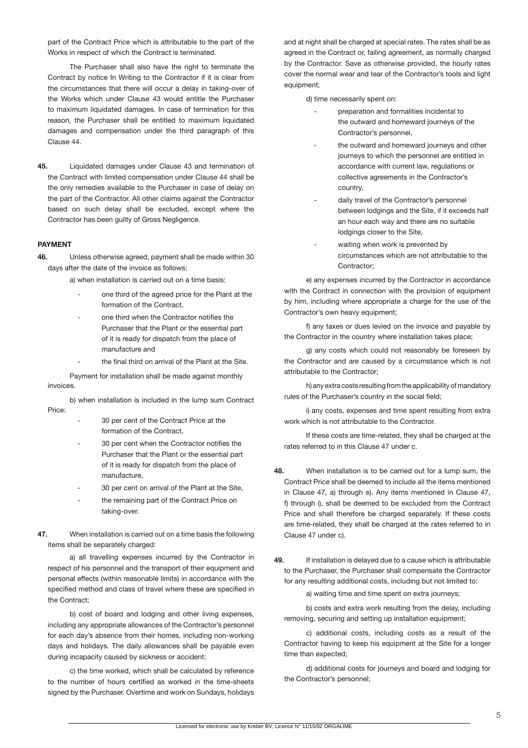part of the Contract Price which is attributable to the part of the Works in respect of which the Contract is terminated.

The Purchaser shall also have the right to terminate the Contract by notice In Writing to the Contractor if it is clear from the circumstances that there will occur a delay in taking-over of the Works which under Clause 43 would entitle the Purchaser to maximum liquidated damages. In case of termination for this reason, the Purchaser shall be entitled to maximum liquidated damages and compensation under the third paragraph of this Clause 44.

**45.** Liquidated damages under Clause 43 and termination of the Contract with limited compensation under Clause 44 shall be the only remedies available to the Purchaser in case of delay on the part of the Contractor. All other claims against the Contractor based on such delay shall be excluded, except where the Contractor has been guilty of Gross Negligence.

### PAYMENT

**46.** Unless otherwise agreed, payment shall be made within 30 days after the date of the invoice as follows:

a) when installation is carried out on a time basis:

- one third of the agreed price for the Plant at the formation of the Contract,
- one third when the Contractor notifies the Purchaser that the Plant or the essential part of it is ready for dispatch from the place of manufacture and
- the final third on arrival of the Plant at the Site.

Payment for installation shall be made against monthly invoices.

b) when installation is included in the lump sum Contract Price:

- 30 per cent of the Contract Price at the formation of the Contract,
- 30 per cent when the Contractor notifies the Purchaser that the Plant or the essential part of it is ready for dispatch from the place of manufacture,
- 30 per cent on arrival of the Plant at the Site,
- the remaining part of the Contract Price on taking-over.

**47.** When installation is carried out on a time basis the following items shall be separately charged:

a) all travelling expenses incurred by the Contractor in respect of his personnel and the transport of their equipment and personal effects (within reasonable limits) in accordance with the specified method and class of travel where these are specified in the Contract;

b) cost of board and lodging and other living expenses, including any appropriate allowances of the Contractor's personnel for each day's absence from their homes, including non-working days and holidays. The daily allowances shall be payable even during incapacity caused by sickness or accident;

c) the time worked, which shall be calculated by reference to the number of hours certified as worked in the time-sheets signed by the Purchaser. Overtime and work on Sundays, holidays and at night shall be charged at special rates. The rates shall be as agreed in the Contract or, failing agreement, as normally charged by the Contractor. Save as otherwise provided, the hourly rates cover the normal wear and tear of the Contractor's tools and light equipment;

d) time necessarily spent on:

- preparation and formalities incidental to the outward and homeward journeys of the Contractor's personnel,
- the outward and homeward journeys and other journeys to which the personnel are entitled in accordance with current law, regulations or collective agreements in the Contractor's country,
- daily travel of the Contractor's personnel between lodgings and the Site, if it exceeds half an hour each way and there are no suitable lodgings closer to the Site,
- waiting when work is prevented by circumstances which are not attributable to the Contractor;

e) any expenses incurred by the Contractor in accordance with the Contract in connection with the provision of equipment by him, including where appropriate a charge for the use of the Contractor's own heavy equipment;

f) any taxes or dues levied on the invoice and payable by the Contractor in the country where installation takes place;

g) any costs which could not reasonably be foreseen by the Contractor and are caused by a circumstance which is not attributable to the Contractor;

h) any extra costs resulting from the applicability of mandatory rules of the Purchaser's country in the social field;

i) any costs, expenses and time spent resulting from extra work which is not attributable to the Contractor.

If these costs are time-related, they shall be charged at the rates referred to in this Clause 47 under c.

**48.** When installation is to be carried out for a lump sum, the Contract Price shall be deemed to include all the items mentioned in Clause 47, a) through e). Any items mentioned in Clause 47, f) through i), shall be deemed to be excluded from the Contract Price and shall therefore be charged separately. If these costs are time-related, they shall be charged at the rates referred to in Clause 47 under c).

**49.** If installation is delayed due to a cause which is attributable to the Purchaser, the Purchaser shall compensate the Contractor for any resulting additional costs, including but not limited to:

a) waiting time and time spent on extra journeys;

b) costs and extra work resulting from the delay, including removing, securing and setting up installation equipment;

c) additional costs, including costs as a result of the Contractor having to keep his equipment at the Site for a longer time than expected;

d) additional costs for journeys and board and lodging for the Contractor's personnel;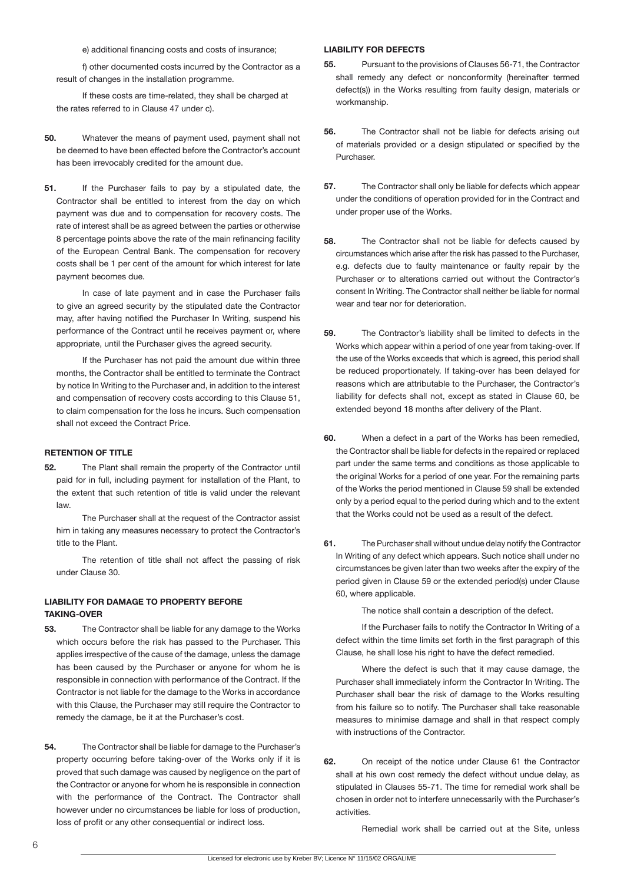e) additional financing costs and costs of insurance;

f) other documented costs incurred by the Contractor as a result of changes in the installation programme.

If these costs are time-related, they shall be charged at the rates referred to in Clause 47 under c).

**50.** Whatever the means of payment used, payment shall not be deemed to have been effected before the Contractor's account has been irrevocably credited for the amount due.

**51.** If the Purchaser fails to pay by a stipulated date, the Contractor shall be entitled to interest from the day on which payment was due and to compensation for recovery costs. The rate of interest shall be as agreed between the parties or otherwise 8 percentage points above the rate of the main refinancing facility of the European Central Bank. The compensation for recovery costs shall be 1 per cent of the amount for which interest for late payment becomes due.

In case of late payment and in case the Purchaser fails to give an agreed security by the stipulated date the Contractor may, after having notified the Purchaser In Writing, suspend his performance of the Contract until he receives payment or, where appropriate, until the Purchaser gives the agreed security.

If the Purchaser has not paid the amount due within three months, the Contractor shall be entitled to terminate the Contract by notice In Writing to the Purchaser and, in addition to the interest and compensation of recovery costs according to this Clause 51, to claim compensation for the loss he incurs. Such compensation shall not exceed the Contract Price.

#### RETENTION OF TITLE

**52.** The Plant shall remain the property of the Contractor until paid for in full, including payment for installation of the Plant, to the extent that such retention of title is valid under the relevant law.

The Purchaser shall at the request of the Contractor assist him in taking any measures necessary to protect the Contractor's title to the Plant.

The retention of title shall not affect the passing of risk under Clause 30.

#### LIABILITY FOR DAMAGE TO PROPERTY BEFORE TAKING-OVER

**53.** The Contractor shall be liable for any damage to the Works which occurs before the risk has passed to the Purchaser. This applies irrespective of the cause of the damage, unless the damage has been caused by the Purchaser or anyone for whom he is responsible in connection with performance of the Contract. If the Contractor is not liable for the damage to the Works in accordance with this Clause, the Purchaser may still require the Contractor to remedy the damage, be it at the Purchaser's cost.

**54.** The Contractor shall be liable for damage to the Purchaser's property occurring before taking-over of the Works only if it is proved that such damage was caused by negligence on the part of the Contractor or anyone for whom he is responsible in connection with the performance of the Contract. The Contractor shall however under no circumstances be liable for loss of production, loss of profit or any other consequential or indirect loss.

#### LIABILITY FOR DEFECTS

**55.** Pursuant to the provisions of Clauses 56-71, the Contractor shall remedy any defect or nonconformity (hereinafter termed defect(s)) in the Works resulting from faulty design, materials or workmanship.

**56.** The Contractor shall not be liable for defects arising out of materials provided or a design stipulated or specified by the Purchaser.

**57.** The Contractor shall only be liable for defects which appear under the conditions of operation provided for in the Contract and under proper use of the Works.

**58.** The Contractor shall not be liable for defects caused by circumstances which arise after the risk has passed to the Purchaser, e.g. defects due to faulty maintenance or faulty repair by the Purchaser or to alterations carried out without the Contractor's consent In Writing. The Contractor shall neither be liable for normal wear and tear nor for deterioration.

**59.** The Contractor's liability shall be limited to defects in the Works which appear within a period of one year from taking-over. If the use of the Works exceeds that which is agreed, this period shall be reduced proportionately. If taking-over has been delayed for reasons which are attributable to the Purchaser, the Contractor's liability for defects shall not, except as stated in Clause 60, be extended beyond 18 months after delivery of the Plant.

**60.** When a defect in a part of the Works has been remedied, the Contractor shall be liable for defects in the repaired or replaced part under the same terms and conditions as those applicable to the original Works for a period of one year. For the remaining parts of the Works the period mentioned in Clause 59 shall be extended only by a period equal to the period during which and to the extent that the Works could not be used as a result of the defect.

**61.** The Purchaser shall without undue delay notify the Contractor In Writing of any defect which appears. Such notice shall under no circumstances be given later than two weeks after the expiry of the period given in Clause 59 or the extended period(s) under Clause 60, where applicable.

The notice shall contain a description of the defect.

If the Purchaser fails to notify the Contractor In Writing of a defect within the time limits set forth in the first paragraph of this Clause, he shall lose his right to have the defect remedied.

Where the defect is such that it may cause damage, the Purchaser shall immediately inform the Contractor In Writing. The Purchaser shall bear the risk of damage to the Works resulting from his failure so to notify. The Purchaser shall take reasonable measures to minimise damage and shall in that respect comply with instructions of the Contractor.

**62.** On receipt of the notice under Clause 61 the Contractor shall at his own cost remedy the defect without undue delay, as stipulated in Clauses 55-71. The time for remedial work shall be chosen in order not to interfere unnecessarily with the Purchaser's activities.

Remedial work shall be carried out at the Site, unless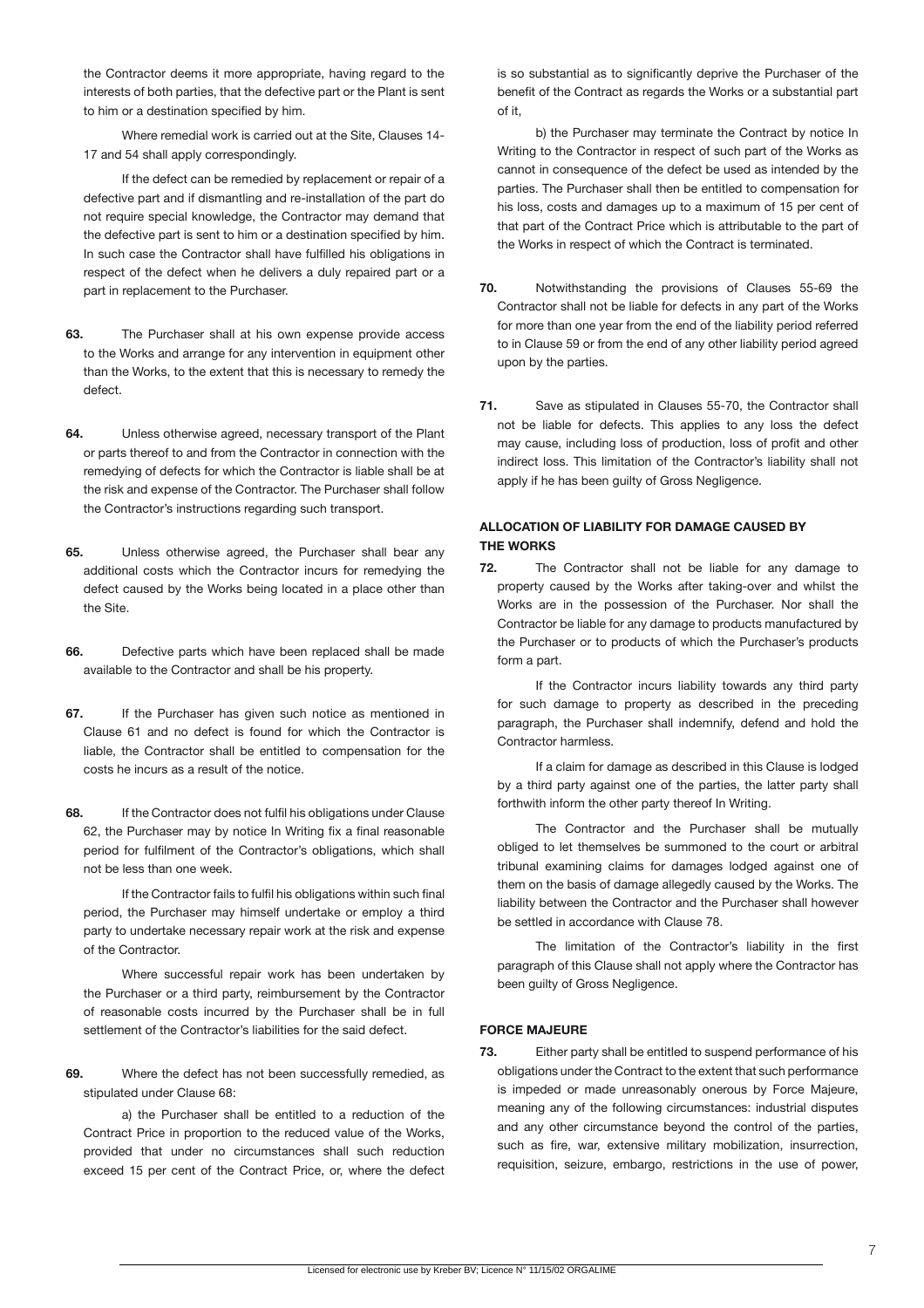the Contractor deems it more appropriate, having regard to the interests of both parties, that the defective part or the Plant is sent to him or a destination specified by him.

Where remedial work is carried out at the Site, Clauses 14-17 and 54 shall apply correspondingly.

If the defect can be remedied by replacement or repair of a defective part and if dismantling and re-installation of the part do not require special knowledge, the Contractor may demand that the defective part is sent to him or a destination specified by him. In such case the Contractor shall have fulfilled his obligations in respect of the defect when he delivers a duly repaired part or a part in replacement to the Purchaser.

**63.** The Purchaser shall at his own expense provide access to the Works and arrange for any intervention in equipment other than the Works, to the extent that this is necessary to remedy the defect.

**64.** Unless otherwise agreed, necessary transport of the Plant or parts thereof to and from the Contractor in connection with the remedying of defects for which the Contractor is liable shall be at the risk and expense of the Contractor. The Purchaser shall follow the Contractor's instructions regarding such transport.

**65.** Unless otherwise agreed, the Purchaser shall bear any additional costs which the Contractor incurs for remedying the defect caused by the Works being located in a place other than the Site.

**66.** Defective parts which have been replaced shall be made available to the Contractor and shall be his property.

**67.** If the Purchaser has given such notice as mentioned in Clause 61 and no defect is found for which the Contractor is liable, the Contractor shall be entitled to compensation for the costs he incurs as a result of the notice.

**68.** If the Contractor does not fulfil his obligations under Clause 62, the Purchaser may by notice In Writing fix a final reasonable period for fulfilment of the Contractor's obligations, which shall not be less than one week.

If the Contractor fails to fulfil his obligations within such final period, the Purchaser may himself undertake or employ a third party to undertake necessary repair work at the risk and expense of the Contractor.

Where successful repair work has been undertaken by the Purchaser or a third party, reimbursement by the Contractor of reasonable costs incurred by the Purchaser shall be in full settlement of the Contractor's liabilities for the said defect.

**69.** Where the defect has not been successfully remedied, as stipulated under Clause 68:

a) the Purchaser shall be entitled to a reduction of the Contract Price in proportion to the reduced value of the Works, provided that under no circumstances shall such reduction exceed 15 per cent of the Contract Price, or, where the defect is so substantial as to significantly deprive the Purchaser of the benefit of the Contract as regards the Works or a substantial part of it,

b) the Purchaser may terminate the Contract by notice In Writing to the Contractor in respect of such part of the Works as cannot in consequence of the defect be used as intended by the parties. The Purchaser shall then be entitled to compensation for his loss, costs and damages up to a maximum of 15 per cent of that part of the Contract Price which is attributable to the part of the Works in respect of which the Contract is terminated.

**70.** Notwithstanding the provisions of Clauses 55-69 the Contractor shall not be liable for defects in any part of the Works for more than one year from the end of the liability period referred to in Clause 59 or from the end of any other liability period agreed upon by the parties.

**71.** Save as stipulated in Clauses 55-70, the Contractor shall not be liable for defects. This applies to any loss the defect may cause, including loss of production, loss of profit and other indirect loss. This limitation of the Contractor's liability shall not apply if he has been guilty of Gross Negligence.

### ALLOCATION OF LIABILITY FOR DAMAGE CAUSED BY THE WORKS

**72.** The Contractor shall not be liable for any damage to property caused by the Works after taking-over and whilst the Works are in the possession of the Purchaser. Nor shall the Contractor be liable for any damage to products manufactured by the Purchaser or to products of which the Purchaser's products form a part.

If the Contractor incurs liability towards any third party for such damage to property as described in the preceding paragraph, the Purchaser shall indemnify, defend and hold the Contractor harmless.

If a claim for damage as described in this Clause is lodged by a third party against one of the parties, the latter party shall forthwith inform the other party thereof In Writing.

The Contractor and the Purchaser shall be mutually obliged to let themselves be summoned to the court or arbitral tribunal examining claims for damages lodged against one of them on the basis of damage allegedly caused by the Works. The liability between the Contractor and the Purchaser shall however be settled in accordance with Clause 78.

The limitation of the Contractor's liability in the first paragraph of this Clause shall not apply where the Contractor has been guilty of Gross Negligence.

### FORCE MAJEURE

**73.** Either party shall be entitled to suspend performance of his obligations under the Contract to the extent that such performance is impeded or made unreasonably onerous by Force Majeure, meaning any of the following circumstances: industrial disputes and any other circumstance beyond the control of the parties, such as fire, war, extensive military mobilization, insurrection, requisition, seizure, embargo, restrictions in the use of power,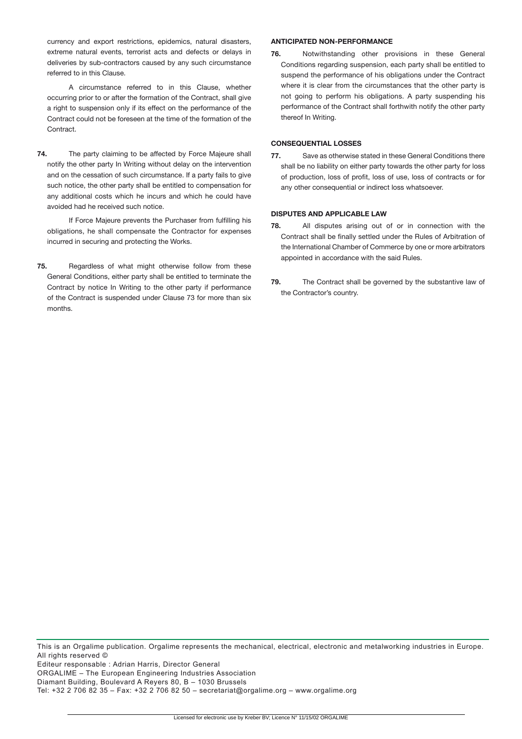currency and export restrictions, epidemics, natural disasters, extreme natural events, terrorist acts and defects or delays in deliveries by sub-contractors caused by any such circumstance referred to in this Clause.

A circumstance referred to in this Clause, whether occurring prior to or after the formation of the Contract, shall give a right to suspension only if its effect on the performance of the Contract could not be foreseen at the time of the formation of the Contract.

**74.** The party claiming to be affected by Force Majeure shall notify the other party In Writing without delay on the intervention and on the cessation of such circumstance. If a party fails to give such notice, the other party shall be entitled to compensation for any additional costs which he incurs and which he could have avoided had he received such notice.

If Force Majeure prevents the Purchaser from fulfilling his obligations, he shall compensate the Contractor for expenses incurred in securing and protecting the Works.

**75.** Regardless of what might otherwise follow from these General Conditions, either party shall be entitled to terminate the Contract by notice In Writing to the other party if performance of the Contract is suspended under Clause 73 for more than six months.

### ANTICIPATED NON-PERFORMANCE

**76.** Notwithstanding other provisions in these General Conditions regarding suspension, each party shall be entitled to suspend the performance of his obligations under the Contract where it is clear from the circumstances that the other party is not going to perform his obligations. A party suspending his performance of the Contract shall forthwith notify the other party thereof In Writing.

### CONSEQUENTIAL LOSSES

**77.** Save as otherwise stated in these General Conditions there shall be no liability on either party towards the other party for loss of production, loss of profit, loss of use, loss of contracts or for any other consequential or indirect loss whatsoever.

### DISPUTES AND APPLICABLE LAW

**78.** All disputes arising out of or in connection with the Contract shall be finally settled under the Rules of Arbitration of the International Chamber of Commerce by one or more arbitrators appointed in accordance with the said Rules.

**79.** The Contract shall be governed by the substantive law of the Contractor's country.

This is an Orgalime publication. Orgalime represents the mechanical, electrical, electronic and metalworking industries in Europe. All rights reserved ©
Editeur responsable : Adrian Harris, Director General
ORGALIME – The European Engineering Industries Association
Diamant Building, Boulevard A Reyers 80, B – 1030 Brussels
Tel: +32 2 706 82 35 – Fax: +32 2 706 82 50 – secretariat@orgalime.org – www.orgalime.org

Licensed for electronic use by Kreber BV; Licence N° 11/15/02 ORGALIME